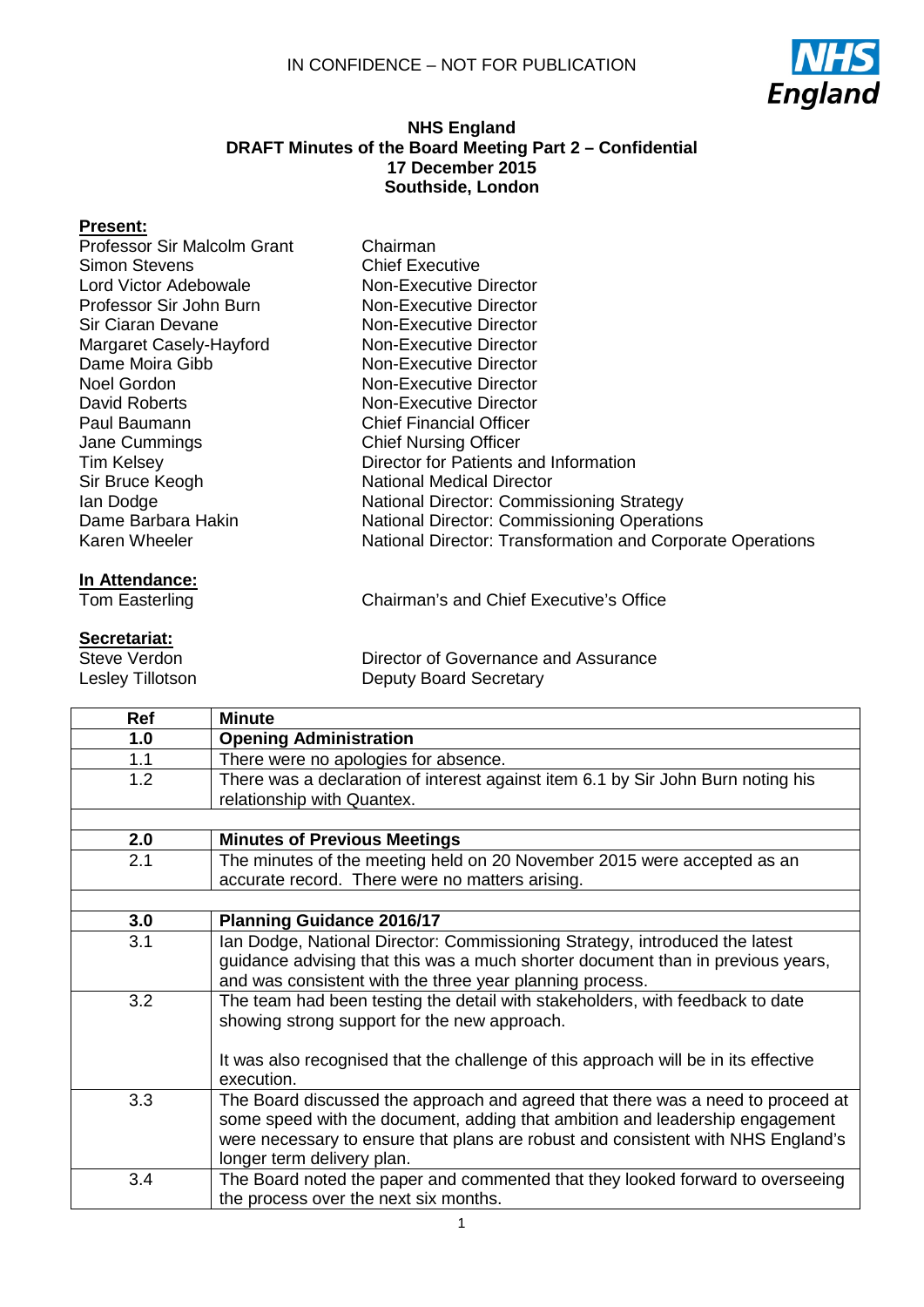IN CONFIDENCE – NOT FOR PUBLICATION

# NHS England
## DRAFT Minutes of the Board Meeting Part 2 – Confidential
**17 December 2015**
**Southside, London**

**Present:**

| | |
|---|---|
| Professor Sir Malcolm Grant | Chairman |
| Simon Stevens | Chief Executive |
| Lord Victor Adebowale | Non-Executive Director |
| Professor Sir John Burn | Non-Executive Director |
| Sir Ciaran Devane | Non-Executive Director |
| Margaret Casely-Hayford | Non-Executive Director |
| Dame Moira Gibb | Non-Executive Director |
| Noel Gordon | Non-Executive Director |
| David Roberts | Non-Executive Director |
| Paul Baumann | Chief Financial Officer |
| Jane Cummings | Chief Nursing Officer |
| Tim Kelsey | Director for Patients and Information |
| Sir Bruce Keogh | National Medical Director |
| Ian Dodge | National Director: Commissioning Strategy |
| Dame Barbara Hakin | National Director: Commissioning Operations |
| Karen Wheeler | National Director: Transformation and Corporate Operations |

**In Attendance:**

| | |
|---|---|
| Tom Easterling | Chairman's and Chief Executive's Office |

**Secretariat:**

| | |
|---|---|
| Steve Verdon | Director of Governance and Assurance |
| Lesley Tillotson | Deputy Board Secretary |

| Ref | Minute |
|---|---|
| **1.0** | **Opening Administration** |
| 1.1 | There were no apologies for absence. |
| 1.2 | There was a declaration of interest against item 6.1 by Sir John Burn noting his relationship with Quantex. |
| | |
| **2.0** | **Minutes of Previous Meetings** |
| 2.1 | The minutes of the meeting held on 20 November 2015 were accepted as an accurate record. There were no matters arising. |
| | |
| **3.0** | **Planning Guidance 2016/17** |
| 3.1 | Ian Dodge, National Director: Commissioning Strategy, introduced the latest guidance advising that this was a much shorter document than in previous years, and was consistent with the three year planning process. |
| 3.2 | The team had been testing the detail with stakeholders, with feedback to date showing strong support for the new approach.<br><br>It was also recognised that the challenge of this approach will be in its effective execution. |
| 3.3 | The Board discussed the approach and agreed that there was a need to proceed at some speed with the document, adding that ambition and leadership engagement were necessary to ensure that plans are robust and consistent with NHS England's longer term delivery plan. |
| 3.4 | The Board noted the paper and commented that they looked forward to overseeing the process over the next six months. |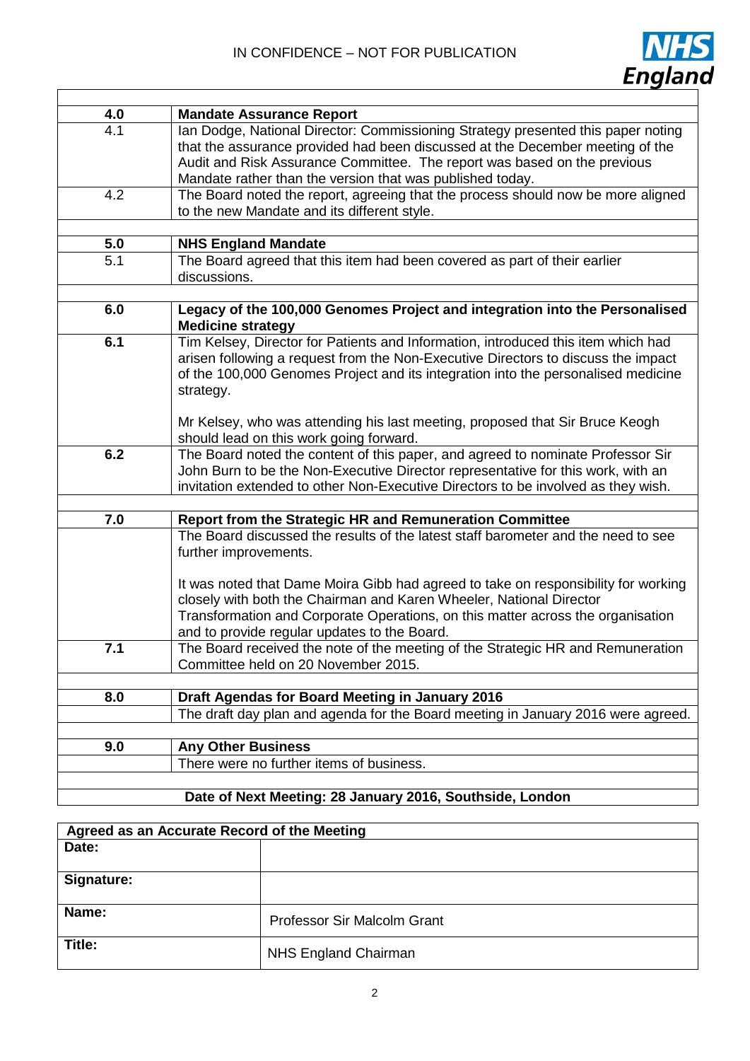IN CONFIDENCE – NOT FOR PUBLICATION

| | |
|---|---|
| **4.0** | **Mandate Assurance Report** |
| 4.1 | Ian Dodge, National Director: Commissioning Strategy presented this paper noting that the assurance provided had been discussed at the December meeting of the Audit and Risk Assurance Committee. The report was based on the previous Mandate rather than the version that was published today. |
| 4.2 | The Board noted the report, agreeing that the process should now be more aligned to the new Mandate and its different style. |
| | |
| **5.0** | **NHS England Mandate** |
| 5.1 | The Board agreed that this item had been covered as part of their earlier discussions. |
| | |
| **6.0** | **Legacy of the 100,000 Genomes Project and integration into the Personalised Medicine strategy** |
| **6.1** | Tim Kelsey, Director for Patients and Information, introduced this item which had arisen following a request from the Non-Executive Directors to discuss the impact of the 100,000 Genomes Project and its integration into the personalised medicine strategy.<br><br>Mr Kelsey, who was attending his last meeting, proposed that Sir Bruce Keogh should lead on this work going forward. |
| **6.2** | The Board noted the content of this paper, and agreed to nominate Professor Sir John Burn to be the Non-Executive Director representative for this work, with an invitation extended to other Non-Executive Directors to be involved as they wish. |
| | |
| **7.0** | **Report from the Strategic HR and Remuneration Committee** |
| | The Board discussed the results of the latest staff barometer and the need to see further improvements.<br><br>It was noted that Dame Moira Gibb had agreed to take on responsibility for working closely with both the Chairman and Karen Wheeler, National Director Transformation and Corporate Operations, on this matter across the organisation and to provide regular updates to the Board. |
| **7.1** | The Board received the note of the meeting of the Strategic HR and Remuneration Committee held on 20 November 2015. |
| | |
| **8.0** | **Draft Agendas for Board Meeting in January 2016** |
| | The draft day plan and agenda for the Board meeting in January 2016 were agreed. |
| | |
| **9.0** | **Any Other Business** |
| | There were no further items of business. |
| | |
| **Date of Next Meeting: 28 January 2016, Southside, London** | |

| **Agreed as an Accurate Record of the Meeting** | |
|---|---|
| **Date:** | |
| **Signature:** | |
| **Name:** | Professor Sir Malcolm Grant |
| **Title:** | NHS England Chairman |